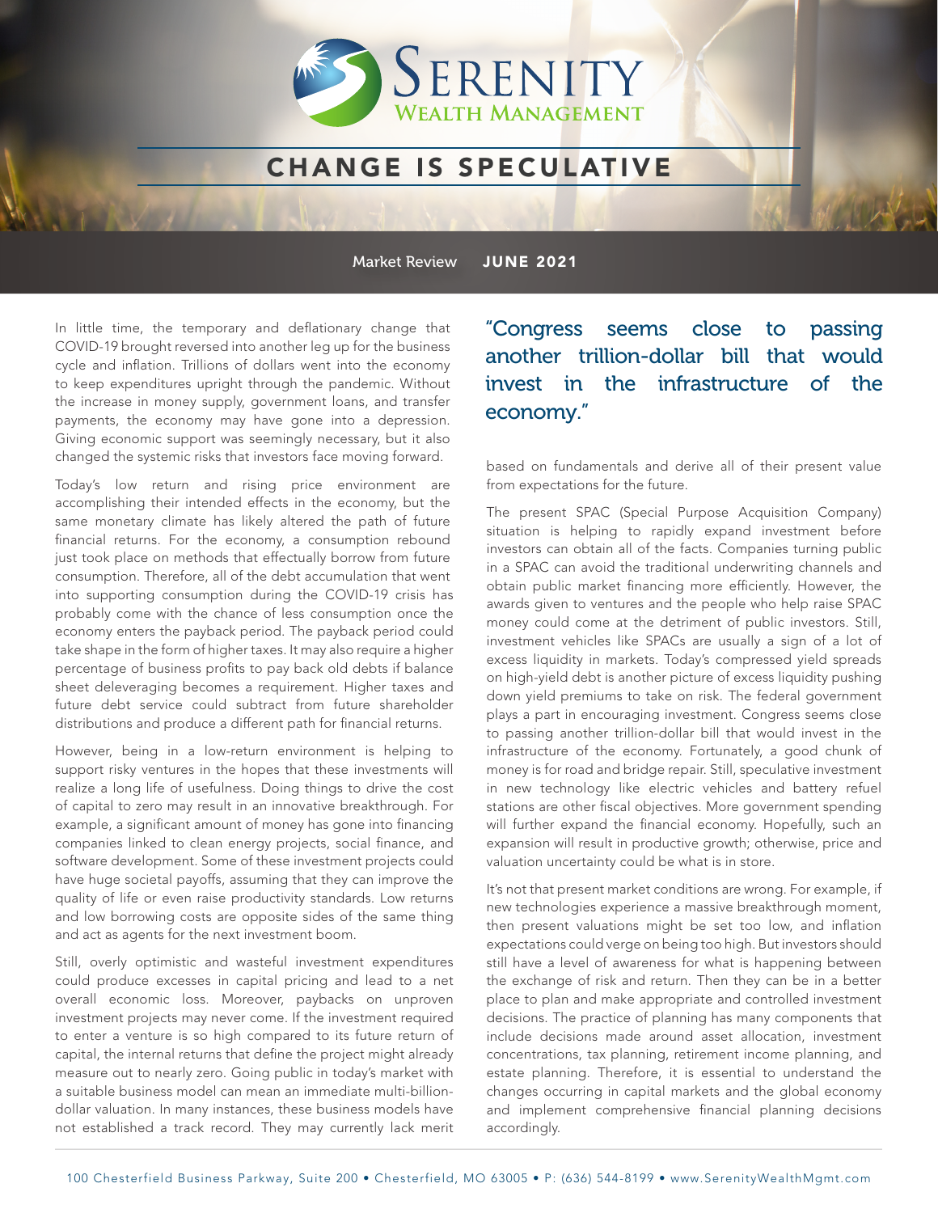# SERENITY WEALTH MANAGEMENT

## CHANGE IS SPECULATIVE

Market Review **JUNE 2021**

In little time, the temporary and deflationary change that COVID-19 brought reversed into another leg up for the business cycle and inflation. Trillions of dollars went into the economy to keep expenditures upright through the pandemic. Without the increase in money supply, government loans, and transfer payments, the economy may have gone into a depression. Giving economic support was seemingly necessary, but it also changed the systemic risks that investors face moving forward.

Today's low return and rising price environment are accomplishing their intended effects in the economy, but the same monetary climate has likely altered the path of future financial returns. For the economy, a consumption rebound just took place on methods that effectually borrow from future consumption. Therefore, all of the debt accumulation that went into supporting consumption during the COVID-19 crisis has probably come with the chance of less consumption once the economy enters the payback period. The payback period could take shape in the form of higher taxes. It may also require a higher percentage of business profits to pay back old debts if balance sheet deleveraging becomes a requirement. Higher taxes and future debt service could subtract from future shareholder distributions and produce a different path for financial returns.

However, being in a low-return environment is helping to support risky ventures in the hopes that these investments will realize a long life of usefulness. Doing things to drive the cost of capital to zero may result in an innovative breakthrough. For example, a significant amount of money has gone into financing companies linked to clean energy projects, social finance, and software development. Some of these investment projects could have huge societal payoffs, assuming that they can improve the quality of life or even raise productivity standards. Low returns and low borrowing costs are opposite sides of the same thing and act as agents for the next investment boom.

Still, overly optimistic and wasteful investment expenditures could produce excesses in capital pricing and lead to a net overall economic loss. Moreover, paybacks on unproven investment projects may never come. If the investment required to enter a venture is so high compared to its future return of capital, the internal returns that define the project might already measure out to nearly zero. Going public in today's market with a suitable business model can mean an immediate multi-billion-dollar valuation. In many instances, these business models have not established a track record. They may currently lack merit based on fundamentals and derive all of their present value from expectations for the future.

> "Congress seems close to passing another trillion-dollar bill that would invest in the infrastructure of the economy."

The present SPAC (Special Purpose Acquisition Company) situation is helping to rapidly expand investment before investors can obtain all of the facts. Companies turning public in a SPAC can avoid the traditional underwriting channels and obtain public market financing more efficiently. However, the awards given to ventures and the people who help raise SPAC money could come at the detriment of public investors. Still, investment vehicles like SPACs are usually a sign of a lot of excess liquidity in markets. Today's compressed yield spreads on high-yield debt is another picture of excess liquidity pushing down yield premiums to take on risk. The federal government plays a part in encouraging investment. Congress seems close to passing another trillion-dollar bill that would invest in the infrastructure of the economy. Fortunately, a good chunk of money is for road and bridge repair. Still, speculative investment in new technology like electric vehicles and battery refuel stations are other fiscal objectives. More government spending will further expand the financial economy. Hopefully, such an expansion will result in productive growth; otherwise, price and valuation uncertainty could be what is in store.

It's not that present market conditions are wrong. For example, if new technologies experience a massive breakthrough moment, then present valuations might be set too low, and inflation expectations could verge on being too high. But investors should still have a level of awareness for what is happening between the exchange of risk and return. Then they can be in a better place to plan and make appropriate and controlled investment decisions. The practice of planning has many components that include decisions made around asset allocation, investment concentrations, tax planning, retirement income planning, and estate planning. Therefore, it is essential to understand the changes occurring in capital markets and the global economy and implement comprehensive financial planning decisions accordingly.

100 Chesterfield Business Parkway, Suite 200 • Chesterfield, MO 63005 • P: (636) 544-8199 • www.SerenityWealthMgmt.com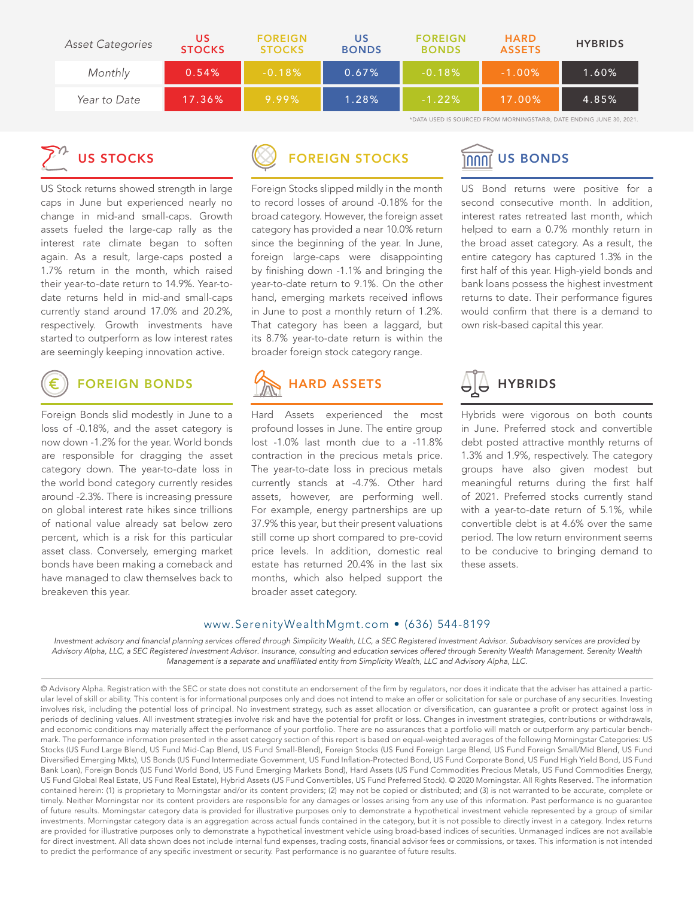| Asset Categories | US STOCKS | FOREIGN STOCKS | US BONDS | FOREIGN BONDS | HARD ASSETS | HYBRIDS |
|---|---|---|---|---|---|---|
| Monthly | 0.54% | -0.18% | 0.67% | -0.18% | -1.00% | 1.60% |
| Year to Date | 17.36% | 9.99% | 1.28% | -1.22% | 17.00% | 4.85% |

*DATA USED IS SOURCED FROM MORNINGSTAR®, DATE ENDING JUNE 30, 2021.

## US STOCKS

US Stock returns showed strength in large caps in June but experienced nearly no change in mid-and small-caps. Growth assets fueled the large-cap rally as the interest rate climate began to soften again. As a result, large-caps posted a 1.7% return in the month, which raised their year-to-date return to 14.9%. Year-to-date returns held in mid-and small-caps currently stand around 17.0% and 20.2%, respectively. Growth investments have started to outperform as low interest rates are seemingly keeping innovation active.

## FOREIGN STOCKS

Foreign Stocks slipped mildly in the month to record losses of around -0.18% for the broad category. However, the foreign asset category has provided a near 10.0% return since the beginning of the year. In June, foreign large-caps were disappointing by finishing down -1.1% and bringing the year-to-date return to 9.1%. On the other hand, emerging markets received inflows in June to post a monthly return of 1.2%. That category has been a laggard, but its 8.7% year-to-date return is within the broader foreign stock category range.

## US BONDS

US Bond returns were positive for a second consecutive month. In addition, interest rates retreated last month, which helped to earn a 0.7% monthly return in the broad asset category. As a result, the entire category has captured 1.3% in the first half of this year. High-yield bonds and bank loans possess the highest investment returns to date. Their performance figures would confirm that there is a demand to own risk-based capital this year.

## FOREIGN BONDS

Foreign Bonds slid modestly in June to a loss of -0.18%, and the asset category is now down -1.2% for the year. World bonds are responsible for dragging the asset category down. The year-to-date loss in the world bond category currently resides around -2.3%. There is increasing pressure on global interest rate hikes since trillions of national value already sat below zero percent, which is a risk for this particular asset class. Conversely, emerging market bonds have been making a comeback and have managed to claw themselves back to breakeven this year.

## HARD ASSETS

Hard Assets experienced the most profound losses in June. The entire group lost -1.0% last month due to a -11.8% contraction in the precious metals price. The year-to-date loss in precious metals currently stands at -4.7%. Other hard assets, however, are performing well. For example, energy partnerships are up 37.9% this year, but their present valuations still come up short compared to pre-covid price levels. In addition, domestic real estate has returned 20.4% in the last six months, which also helped support the broader asset category.

## HYBRIDS

Hybrids were vigorous on both counts in June. Preferred stock and convertible debt posted attractive monthly returns of 1.3% and 1.9%, respectively. The category groups have also given modest but meaningful returns during the first half of 2021. Preferred stocks currently stand with a year-to-date return of 5.1%, while convertible debt is at 4.6% over the same period. The low return environment seems to be conducive to bringing demand to these assets.

www.SerenityWealthMgmt.com • (636) 544-8199

*Investment advisory and financial planning services offered through Simplicity Wealth, LLC, a SEC Registered Investment Advisor. Subadvisory services are provided by Advisory Alpha, LLC, a SEC Registered Investment Advisor. Insurance, consulting and education services offered through Serenity Wealth Management. Serenity Wealth Management is a separate and unaffiliated entity from Simplicity Wealth, LLC and Advisory Alpha, LLC.*

© Advisory Alpha. Registration with the SEC or state does not constitute an endorsement of the firm by regulators, nor does it indicate that the adviser has attained a particular level of skill or ability. This content is for informational purposes only and does not intend to make an offer or solicitation for sale or purchase of any securities. Investing involves risk, including the potential loss of principal. No investment strategy, such as asset allocation or diversification, can guarantee a profit or protect against loss in periods of declining values. All investment strategies involve risk and have the potential for profit or loss. Changes in investment strategies, contributions or withdrawals, and economic conditions may materially affect the performance of your portfolio. There are no assurances that a portfolio will match or outperform any particular benchmark. The performance information presented in the asset category section of this report is based on equal-weighted averages of the following Morningstar Categories: US Stocks (US Fund Large Blend, US Fund Mid-Cap Blend, US Fund Small-Blend), Foreign Stocks (US Fund Foreign Large Blend, US Fund Foreign Small/Mid Blend, US Fund Diversified Emerging Mkts), US Bonds (US Fund Intermediate Government, US Fund Inflation-Protected Bond, US Fund Corporate Bond, US Fund High Yield Bond, US Fund Bank Loan), Foreign Bonds (US Fund World Bond, US Fund Emerging Markets Bond), Hard Assets (US Fund Commodities Precious Metals, US Fund Commodities Energy, US Fund Global Real Estate, US Fund Real Estate), Hybrid Assets (US Fund Convertibles, US Fund Preferred Stock). © 2020 Morningstar. All Rights Reserved. The information contained herein: (1) is proprietary to Morningstar and/or its content providers; (2) may not be copied or distributed; and (3) is not warranted to be accurate, complete or timely. Neither Morningstar nor its content providers are responsible for any damages or losses arising from any use of this information. Past performance is no guarantee of future results. Morningstar category data is provided for illustrative purposes only to demonstrate a hypothetical investment vehicle represented by a group of similar investments. Morningstar category data is an aggregation across actual funds contained in the category, but it is not possible to directly invest in a category. Index returns are provided for illustrative purposes only to demonstrate a hypothetical investment vehicle using broad-based indices of securities. Unmanaged indices are not available for direct investment. All data shown does not include internal fund expenses, trading costs, financial advisor fees or commissions, or taxes. This information is not intended to predict the performance of any specific investment or security. Past performance is no guarantee of future results.